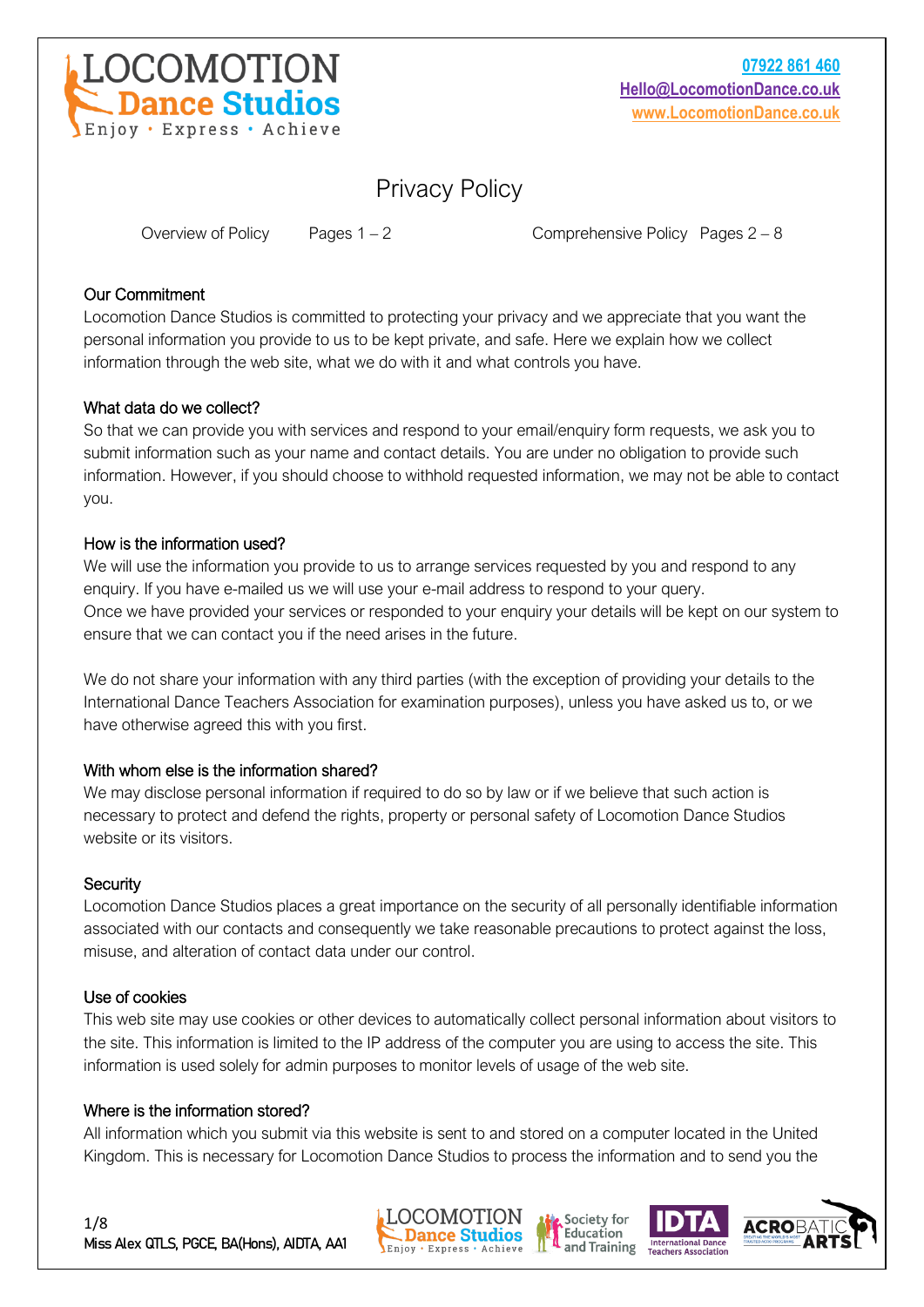LOCOMOTION Dance Studios
Enjoy • Express • Achieve

07922 861 460
Hello@LocomotionDance.co.uk
www.LocomotionDance.co.uk

# Privacy Policy

Overview of Policy    Pages 1 – 2    Comprehensive Policy    Pages 2 – 8

## Our Commitment

Locomotion Dance Studios is committed to protecting your privacy and we appreciate that you want the personal information you provide to us to be kept private, and safe. Here we explain how we collect information through the web site, what we do with it and what controls you have.

## What data do we collect?

So that we can provide you with services and respond to your email/enquiry form requests, we ask you to submit information such as your name and contact details. You are under no obligation to provide such information. However, if you should choose to withhold requested information, we may not be able to contact you.

## How is the information used?

We will use the information you provide to us to arrange services requested by you and respond to any enquiry. If you have e-mailed us we will use your e-mail address to respond to your query.
Once we have provided your services or responded to your enquiry your details will be kept on our system to ensure that we can contact you if the need arises in the future.

We do not share your information with any third parties (with the exception of providing your details to the International Dance Teachers Association for examination purposes), unless you have asked us to, or we have otherwise agreed this with you first.

## With whom else is the information shared?

We may disclose personal information if required to do so by law or if we believe that such action is necessary to protect and defend the rights, property or personal safety of Locomotion Dance Studios website or its visitors.

## Security

Locomotion Dance Studios places a great importance on the security of all personally identifiable information associated with our contacts and consequently we take reasonable precautions to protect against the loss, misuse, and alteration of contact data under our control.

## Use of cookies

This web site may use cookies or other devices to automatically collect personal information about visitors to the site. This information is limited to the IP address of the computer you are using to access the site. This information is used solely for admin purposes to monitor levels of usage of the web site.

## Where is the information stored?

All information which you submit via this website is sent to and stored on a computer located in the United Kingdom. This is necessary for Locomotion Dance Studios to process the information and to send you the

Miss Alex QTLS, PGCE, BA(Hons), AIDTA, AA1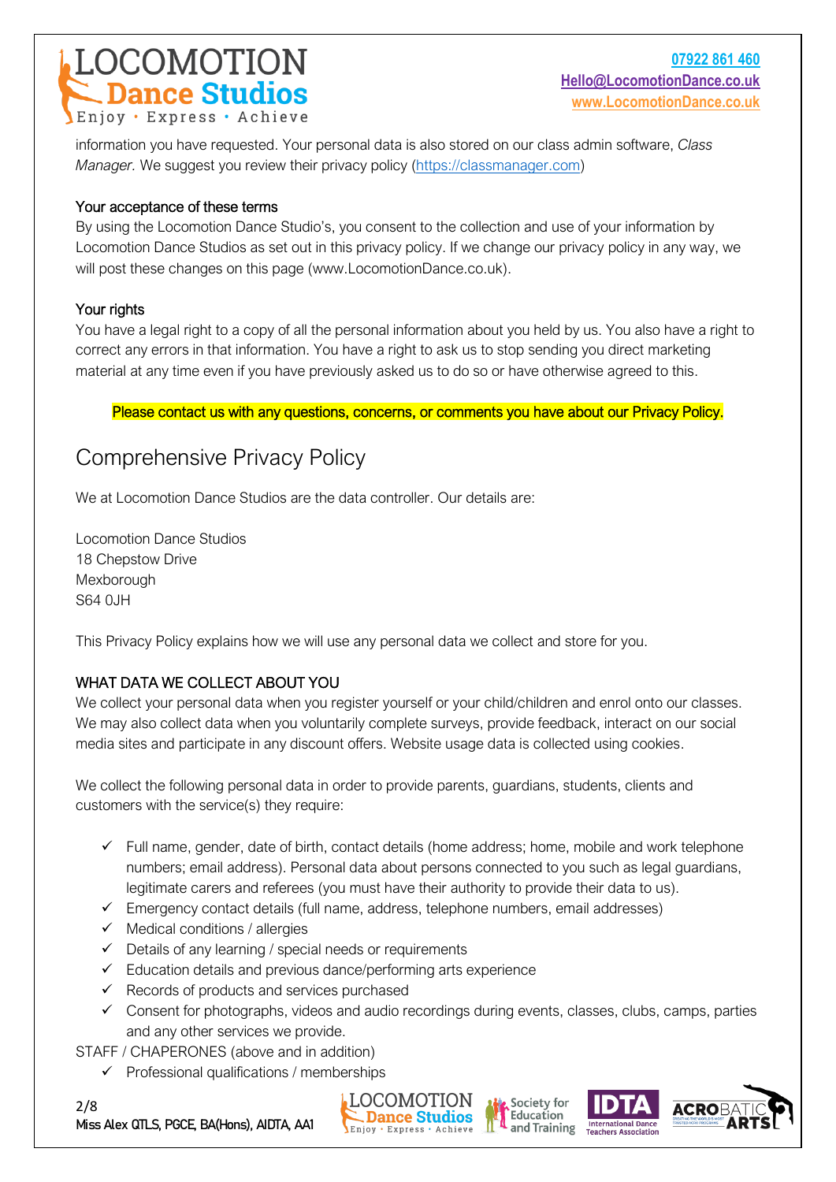information you have requested. Your personal data is also stored on our class admin software, *Class Manager.* We suggest you review their privacy policy (https://classmanager.com)

### Your acceptance of these terms

By using the Locomotion Dance Studio's, you consent to the collection and use of your information by Locomotion Dance Studios as set out in this privacy policy. If we change our privacy policy in any way, we will post these changes on this page (www.LocomotionDance.co.uk).

### Your rights

You have a legal right to a copy of all the personal information about you held by us. You also have a right to correct any errors in that information. You have a right to ask us to stop sending you direct marketing material at any time even if you have previously asked us to do so or have otherwise agreed to this.

Please contact us with any questions, concerns, or comments you have about our Privacy Policy.

## Comprehensive Privacy Policy

We at Locomotion Dance Studios are the data controller. Our details are:

Locomotion Dance Studios
18 Chepstow Drive
Mexborough
S64 0JH

This Privacy Policy explains how we will use any personal data we collect and store for you.

### WHAT DATA WE COLLECT ABOUT YOU

We collect your personal data when you register yourself or your child/children and enrol onto our classes. We may also collect data when you voluntarily complete surveys, provide feedback, interact on our social media sites and participate in any discount offers. Website usage data is collected using cookies.

We collect the following personal data in order to provide parents, guardians, students, clients and customers with the service(s) they require:

- ✓ Full name, gender, date of birth, contact details (home address; home, mobile and work telephone numbers; email address). Personal data about persons connected to you such as legal guardians, legitimate carers and referees (you must have their authority to provide their data to us).
- ✓ Emergency contact details (full name, address, telephone numbers, email addresses)
- ✓ Medical conditions / allergies
- ✓ Details of any learning / special needs or requirements
- ✓ Education details and previous dance/performing arts experience
- ✓ Records of products and services purchased
- ✓ Consent for photographs, videos and audio recordings during events, classes, clubs, camps, parties and any other services we provide.

STAFF / CHAPERONES (above and in addition)

- ✓ Professional qualifications / memberships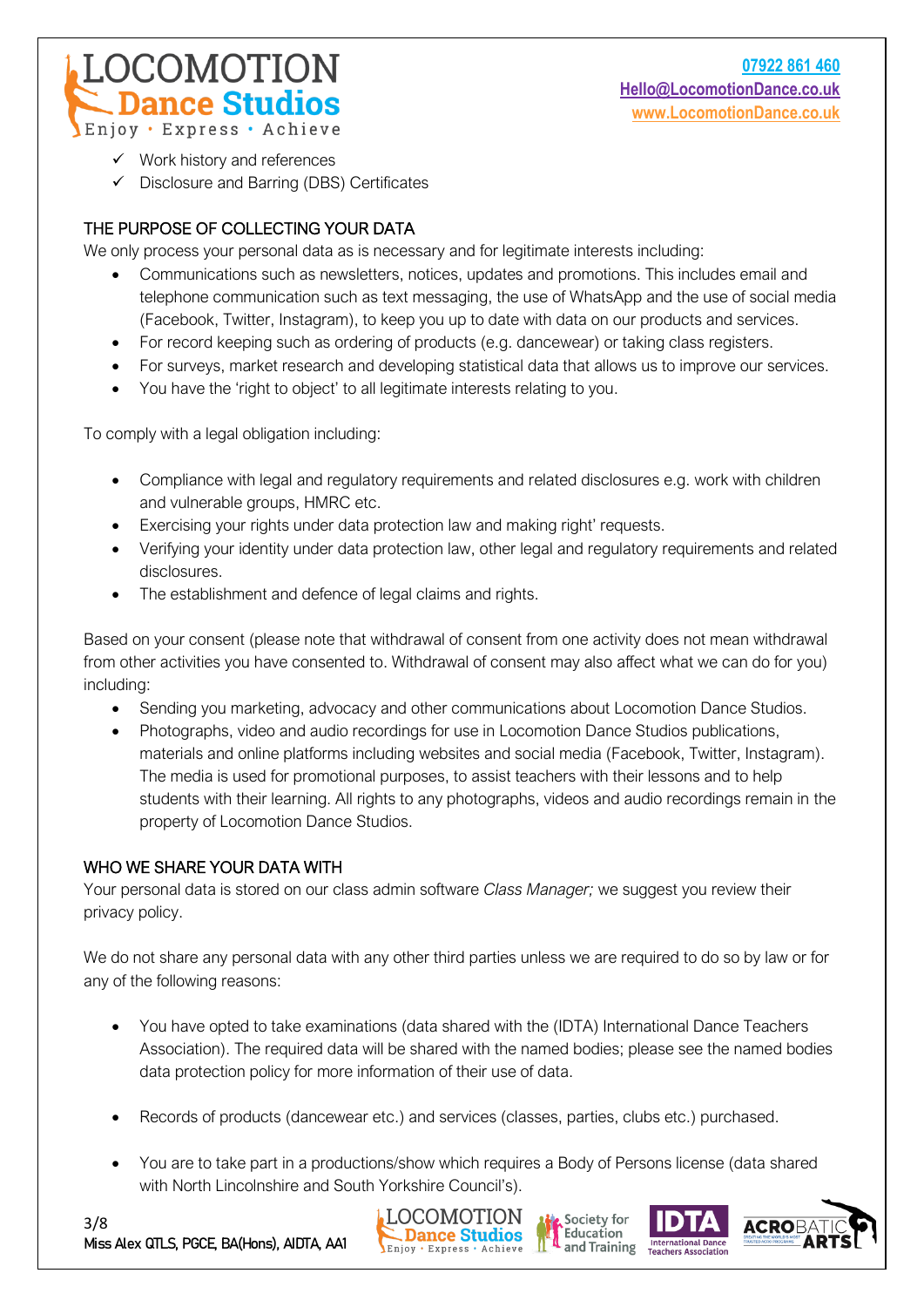- ✓ Work history and references
- ✓ Disclosure and Barring (DBS) Certificates

## THE PURPOSE OF COLLECTING YOUR DATA

We only process your personal data as is necessary and for legitimate interests including:

- Communications such as newsletters, notices, updates and promotions. This includes email and telephone communication such as text messaging, the use of WhatsApp and the use of social media (Facebook, Twitter, Instagram), to keep you up to date with data on our products and services.
- For record keeping such as ordering of products (e.g. dancewear) or taking class registers.
- For surveys, market research and developing statistical data that allows us to improve our services.
- You have the 'right to object' to all legitimate interests relating to you.

To comply with a legal obligation including:

- Compliance with legal and regulatory requirements and related disclosures e.g. work with children and vulnerable groups, HMRC etc.
- Exercising your rights under data protection law and making right' requests.
- Verifying your identity under data protection law, other legal and regulatory requirements and related disclosures.
- The establishment and defence of legal claims and rights.

Based on your consent (please note that withdrawal of consent from one activity does not mean withdrawal from other activities you have consented to. Withdrawal of consent may also affect what we can do for you) including:

- Sending you marketing, advocacy and other communications about Locomotion Dance Studios.
- Photographs, video and audio recordings for use in Locomotion Dance Studios publications, materials and online platforms including websites and social media (Facebook, Twitter, Instagram). The media is used for promotional purposes, to assist teachers with their lessons and to help students with their learning. All rights to any photographs, videos and audio recordings remain in the property of Locomotion Dance Studios.

## WHO WE SHARE YOUR DATA WITH

Your personal data is stored on our class admin software *Class Manager;* we suggest you review their privacy policy.

We do not share any personal data with any other third parties unless we are required to do so by law or for any of the following reasons:

- You have opted to take examinations (data shared with the (IDTA) International Dance Teachers Association). The required data will be shared with the named bodies; please see the named bodies data protection policy for more information of their use of data.
- Records of products (dancewear etc.) and services (classes, parties, clubs etc.) purchased.
- You are to take part in a productions/show which requires a Body of Persons license (data shared with North Lincolnshire and South Yorkshire Council's).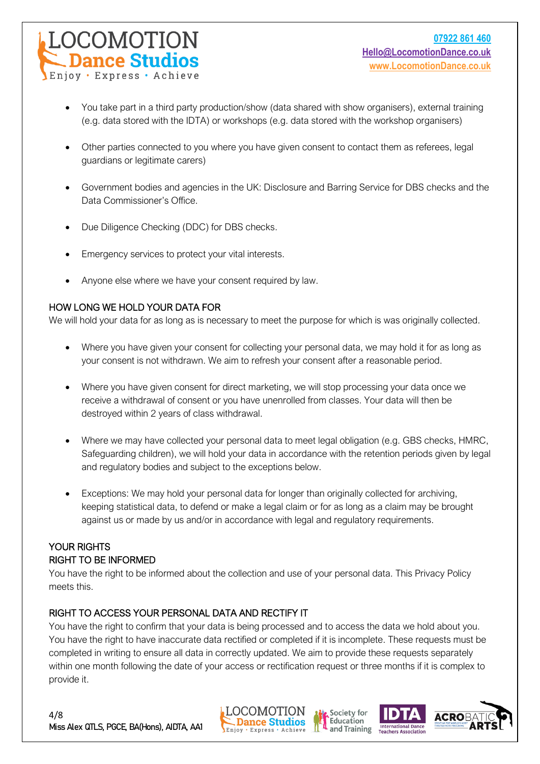- You take part in a third party production/show (data shared with show organisers), external training (e.g. data stored with the IDTA) or workshops (e.g. data stored with the workshop organisers)

- Other parties connected to you where you have given consent to contact them as referees, legal guardians or legitimate carers)

- Government bodies and agencies in the UK: Disclosure and Barring Service for DBS checks and the Data Commissioner's Office.

- Due Diligence Checking (DDC) for DBS checks.

- Emergency services to protect your vital interests.

- Anyone else where we have your consent required by law.

## HOW LONG WE HOLD YOUR DATA FOR

We will hold your data for as long as is necessary to meet the purpose for which is was originally collected.

- Where you have given your consent for collecting your personal data, we may hold it for as long as your consent is not withdrawn. We aim to refresh your consent after a reasonable period.

- Where you have given consent for direct marketing, we will stop processing your data once we receive a withdrawal of consent or you have unenrolled from classes. Your data will then be destroyed within 2 years of class withdrawal.

- Where we may have collected your personal data to meet legal obligation (e.g. GBS checks, HMRC, Safeguarding children), we will hold your data in accordance with the retention periods given by legal and regulatory bodies and subject to the exceptions below.

- Exceptions: We may hold your personal data for longer than originally collected for archiving, keeping statistical data, to defend or make a legal claim or for as long as a claim may be brought against us or made by us and/or in accordance with legal and regulatory requirements.

## YOUR RIGHTS

### RIGHT TO BE INFORMED

You have the right to be informed about the collection and use of your personal data. This Privacy Policy meets this.

### RIGHT TO ACCESS YOUR PERSONAL DATA AND RECTIFY IT

You have the right to confirm that your data is being processed and to access the data we hold about you. You have the right to have inaccurate data rectified or completed if it is incomplete. These requests must be completed in writing to ensure all data in correctly updated. We aim to provide these requests separately within one month following the date of your access or rectification request or three months if it is complex to provide it.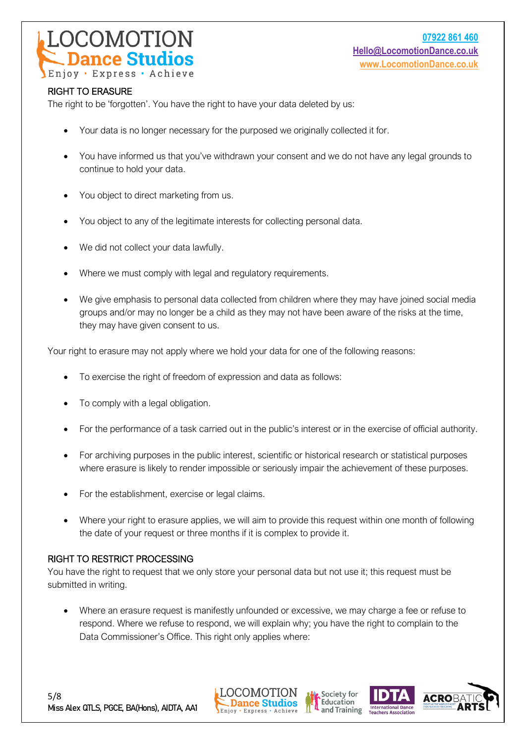## RIGHT TO ERASURE

The right to be 'forgotten'. You have the right to have your data deleted by us:

- Your data is no longer necessary for the purposed we originally collected it for.
- You have informed us that you've withdrawn your consent and we do not have any legal grounds to continue to hold your data.
- You object to direct marketing from us.
- You object to any of the legitimate interests for collecting personal data.
- We did not collect your data lawfully.
- Where we must comply with legal and regulatory requirements.
- We give emphasis to personal data collected from children where they may have joined social media groups and/or may no longer be a child as they may not have been aware of the risks at the time, they may have given consent to us.

Your right to erasure may not apply where we hold your data for one of the following reasons:

- To exercise the right of freedom of expression and data as follows:
- To comply with a legal obligation.
- For the performance of a task carried out in the public's interest or in the exercise of official authority.
- For archiving purposes in the public interest, scientific or historical research or statistical purposes where erasure is likely to render impossible or seriously impair the achievement of these purposes.
- For the establishment, exercise or legal claims.
- Where your right to erasure applies, we will aim to provide this request within one month of following the date of your request or three months if it is complex to provide it.

## RIGHT TO RESTRICT PROCESSING

You have the right to request that we only store your personal data but not use it; this request must be submitted in writing.

- Where an erasure request is manifestly unfounded or excessive, we may charge a fee or refuse to respond. Where we refuse to respond, we will explain why; you have the right to complain to the Data Commissioner's Office. This right only applies where: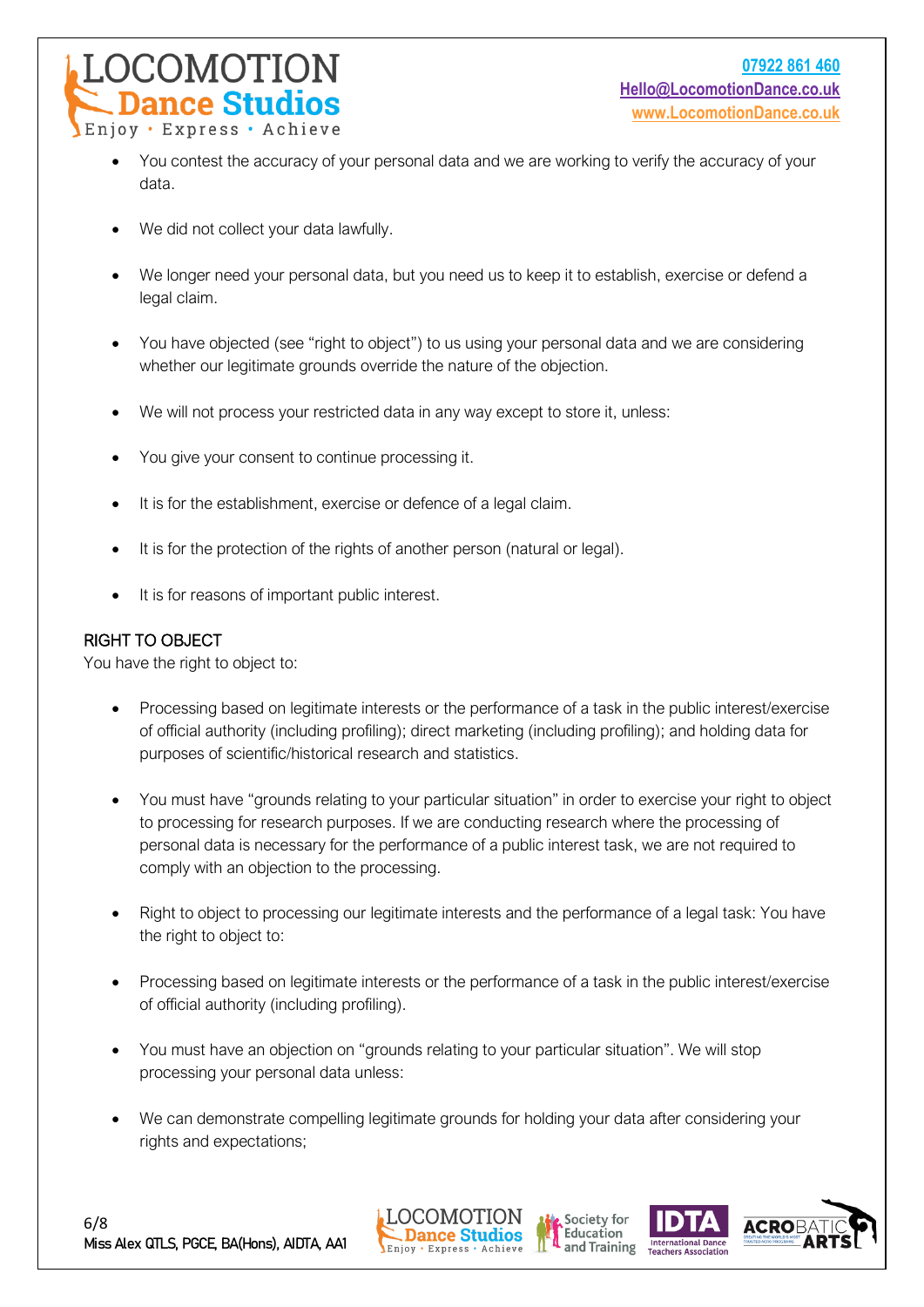- You contest the accuracy of your personal data and we are working to verify the accuracy of your data.
- We did not collect your data lawfully.
- We longer need your personal data, but you need us to keep it to establish, exercise or defend a legal claim.
- You have objected (see "right to object") to us using your personal data and we are considering whether our legitimate grounds override the nature of the objection.
- We will not process your restricted data in any way except to store it, unless:
- You give your consent to continue processing it.
- It is for the establishment, exercise or defence of a legal claim.
- It is for the protection of the rights of another person (natural or legal).
- It is for reasons of important public interest.

## RIGHT TO OBJECT

You have the right to object to:

- Processing based on legitimate interests or the performance of a task in the public interest/exercise of official authority (including profiling); direct marketing (including profiling); and holding data for purposes of scientific/historical research and statistics.
- You must have "grounds relating to your particular situation" in order to exercise your right to object to processing for research purposes. If we are conducting research where the processing of personal data is necessary for the performance of a public interest task, we are not required to comply with an objection to the processing.
- Right to object to processing our legitimate interests and the performance of a legal task: You have the right to object to:
- Processing based on legitimate interests or the performance of a task in the public interest/exercise of official authority (including profiling).
- You must have an objection on "grounds relating to your particular situation". We will stop processing your personal data unless:
- We can demonstrate compelling legitimate grounds for holding your data after considering your rights and expectations;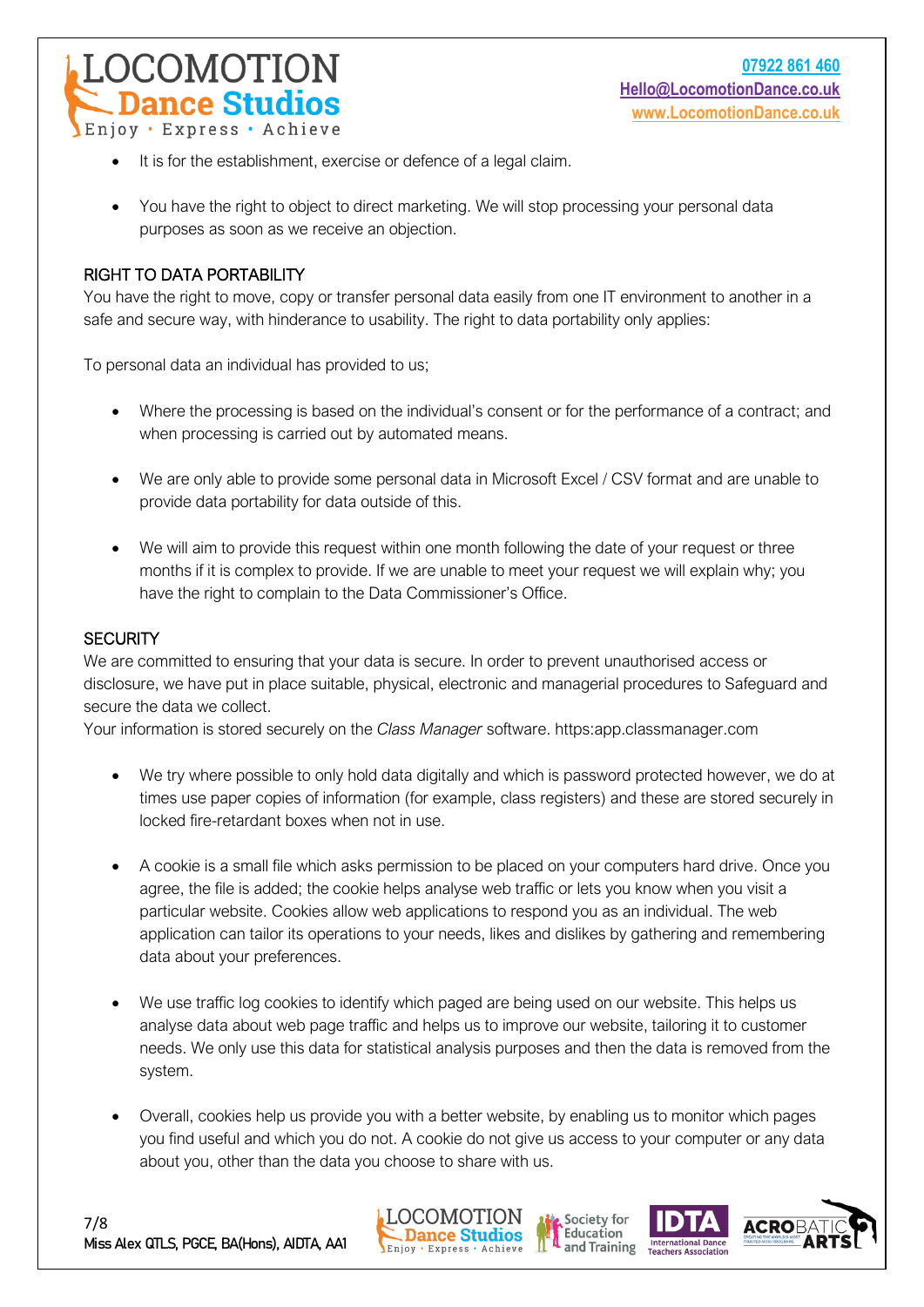- It is for the establishment, exercise or defence of a legal claim.

- You have the right to object to direct marketing. We will stop processing your personal data purposes as soon as we receive an objection.

## RIGHT TO DATA PORTABILITY

You have the right to move, copy or transfer personal data easily from one IT environment to another in a safe and secure way, with hinderance to usability. The right to data portability only applies:

To personal data an individual has provided to us;

- Where the processing is based on the individual's consent or for the performance of a contract; and when processing is carried out by automated means.

- We are only able to provide some personal data in Microsoft Excel / CSV format and are unable to provide data portability for data outside of this.

- We will aim to provide this request within one month following the date of your request or three months if it is complex to provide. If we are unable to meet your request we will explain why; you have the right to complain to the Data Commissioner's Office.

## SECURITY

We are committed to ensuring that your data is secure. In order to prevent unauthorised access or disclosure, we have put in place suitable, physical, electronic and managerial procedures to Safeguard and secure the data we collect.

Your information is stored securely on the *Class Manager* software. https:app.classmanager.com

- We try where possible to only hold data digitally and which is password protected however, we do at times use paper copies of information (for example, class registers) and these are stored securely in locked fire-retardant boxes when not in use.

- A cookie is a small file which asks permission to be placed on your computers hard drive. Once you agree, the file is added; the cookie helps analyse web traffic or lets you know when you visit a particular website. Cookies allow web applications to respond you as an individual. The web application can tailor its operations to your needs, likes and dislikes by gathering and remembering data about your preferences.

- We use traffic log cookies to identify which paged are being used on our website. This helps us analyse data about web page traffic and helps us to improve our website, tailoring it to customer needs. We only use this data for statistical analysis purposes and then the data is removed from the system.

- Overall, cookies help us provide you with a better website, by enabling us to monitor which pages you find useful and which you do not. A cookie do not give us access to your computer or any data about you, other than the data you choose to share with us.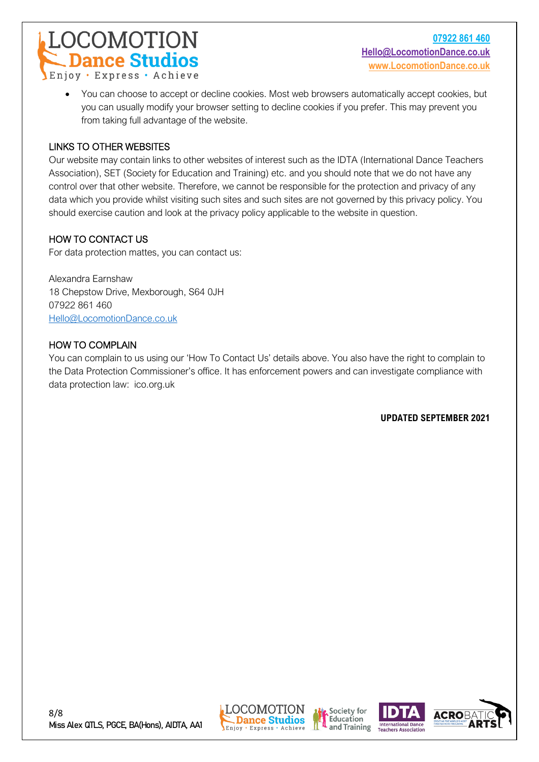- You can choose to accept or decline cookies. Most web browsers automatically accept cookies, but you can usually modify your browser setting to decline cookies if you prefer. This may prevent you from taking full advantage of the website.

## LINKS TO OTHER WEBSITES

Our website may contain links to other websites of interest such as the IDTA (International Dance Teachers Association), SET (Society for Education and Training) etc. and you should note that we do not have any control over that other website. Therefore, we cannot be responsible for the protection and privacy of any data which you provide whilst visiting such sites and such sites are not governed by this privacy policy. You should exercise caution and look at the privacy policy applicable to the website in question.

## HOW TO CONTACT US

For data protection mattes, you can contact us:

Alexandra Earnshaw
18 Chepstow Drive, Mexborough, S64 0JH
07922 861 460
Hello@LocomotionDance.co.uk

## HOW TO COMPLAIN

You can complain to us using our 'How To Contact Us' details above. You also have the right to complain to the Data Protection Commissioner's office. It has enforcement powers and can investigate compliance with data protection law: ico.org.uk

**UPDATED SEPTEMBER 2021**